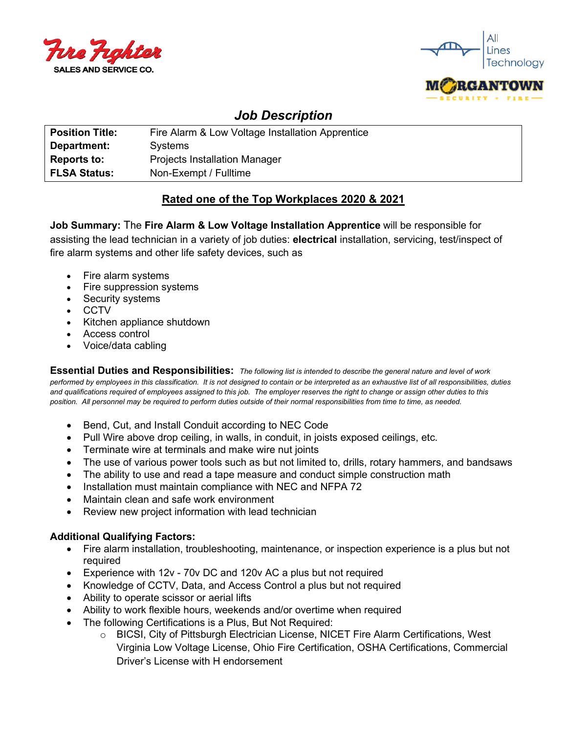# Job Description

| **Position Title:** | Fire Alarm & Low Voltage Installation Apprentice |
|---|---|
| **Department:** | Systems |
| **Reports to:** | Projects Installation Manager |
| **FLSA Status:** | Non-Exempt / Fulltime |

## Rated one of the Top Workplaces 2020 & 2021

**Job Summary:** The **Fire Alarm & Low Voltage Installation Apprentice** will be responsible for assisting the lead technician in a variety of job duties: **electrical** installation, servicing, test/inspect of fire alarm systems and other life safety devices, such as

- Fire alarm systems
- Fire suppression systems
- Security systems
- CCTV
- Kitchen appliance shutdown
- Access control
- Voice/data cabling

**Essential Duties and Responsibilities:** *The following list is intended to describe the general nature and level of work performed by employees in this classification. It is not designed to contain or be interpreted as an exhaustive list of all responsibilities, duties and qualifications required of employees assigned to this job. The employer reserves the right to change or assign other duties to this position. All personnel may be required to perform duties outside of their normal responsibilities from time to time, as needed.*

- Bend, Cut, and Install Conduit according to NEC Code
- Pull Wire above drop ceiling, in walls, in conduit, in joists exposed ceilings, etc.
- Terminate wire at terminals and make wire nut joints
- The use of various power tools such as but not limited to, drills, rotary hammers, and bandsaws
- The ability to use and read a tape measure and conduct simple construction math
- Installation must maintain compliance with NEC and NFPA 72
- Maintain clean and safe work environment
- Review new project information with lead technician

**Additional Qualifying Factors:**

- Fire alarm installation, troubleshooting, maintenance, or inspection experience is a plus but not required
- Experience with 12v - 70v DC and 120v AC a plus but not required
- Knowledge of CCTV, Data, and Access Control a plus but not required
- Ability to operate scissor or aerial lifts
- Ability to work flexible hours, weekends and/or overtime when required
- The following Certifications is a Plus, But Not Required:
    - BICSI, City of Pittsburgh Electrician License, NICET Fire Alarm Certifications, West Virginia Low Voltage License, Ohio Fire Certification, OSHA Certifications, Commercial Driver's License with H endorsement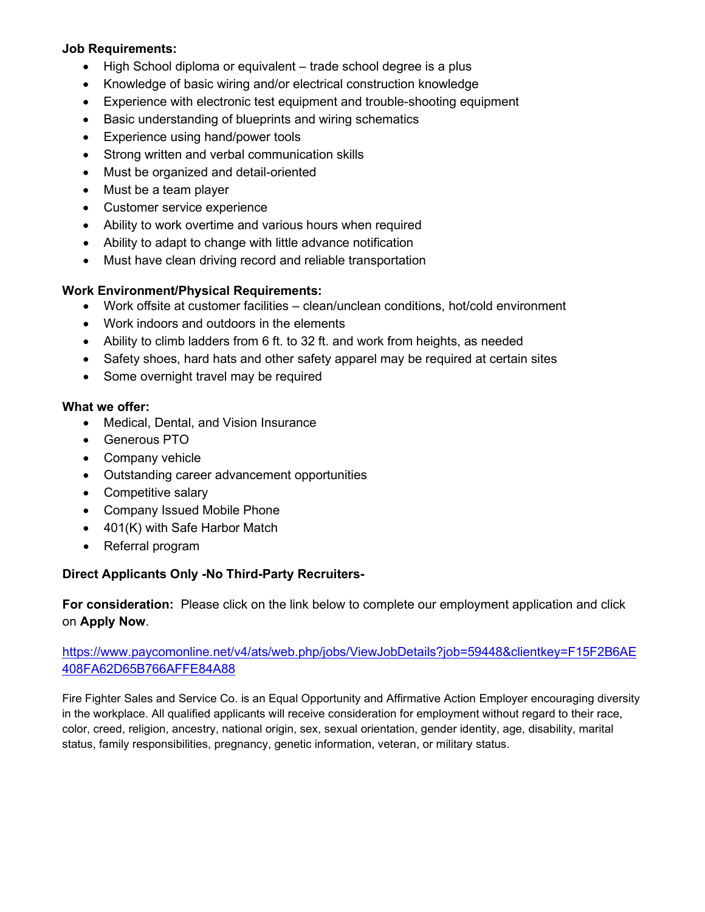**Job Requirements:**

- High School diploma or equivalent – trade school degree is a plus
- Knowledge of basic wiring and/or electrical construction knowledge
- Experience with electronic test equipment and trouble-shooting equipment
- Basic understanding of blueprints and wiring schematics
- Experience using hand/power tools
- Strong written and verbal communication skills
- Must be organized and detail-oriented
- Must be a team player
- Customer service experience
- Ability to work overtime and various hours when required
- Ability to adapt to change with little advance notification
- Must have clean driving record and reliable transportation

**Work Environment/Physical Requirements:**

- Work offsite at customer facilities – clean/unclean conditions, hot/cold environment
- Work indoors and outdoors in the elements
- Ability to climb ladders from 6 ft. to 32 ft. and work from heights, as needed
- Safety shoes, hard hats and other safety apparel may be required at certain sites
- Some overnight travel may be required

**What we offer:**

- Medical, Dental, and Vision Insurance
- Generous PTO
- Company vehicle
- Outstanding career advancement opportunities
- Competitive salary
- Company Issued Mobile Phone
- 401(K) with Safe Harbor Match
- Referral program

**Direct Applicants Only -No Third-Party Recruiters-**

**For consideration:** Please click on the link below to complete our employment application and click on **Apply Now**.

https://www.paycomonline.net/v4/ats/web.php/jobs/ViewJobDetails?job=59448&clientkey=F15F2B6AE408FA62D65B766AFFE84A88

Fire Fighter Sales and Service Co. is an Equal Opportunity and Affirmative Action Employer encouraging diversity in the workplace. All qualified applicants will receive consideration for employment without regard to their race, color, creed, religion, ancestry, national origin, sex, sexual orientation, gender identity, age, disability, marital status, family responsibilities, pregnancy, genetic information, veteran, or military status.